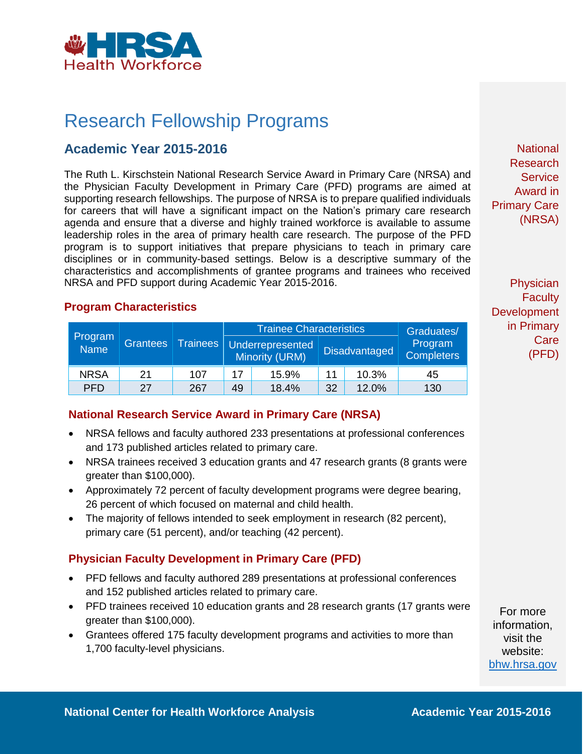# Research Fellowship Programs

## Academic Year 2015-2016

The Ruth L. Kirschstein National Research Service Award in Primary Care (NRSA) and the Physician Faculty Development in Primary Care (PFD) programs are aimed at supporting research fellowships. The purpose of NRSA is to prepare qualified individuals for careers that will have a significant impact on the Nation's primary care research agenda and ensure that a diverse and highly trained workforce is available to assume leadership roles in the area of primary health care research. The purpose of the PFD program is to support initiatives that prepare physicians to teach in primary care disciplines or in community-based settings. Below is a descriptive summary of the characteristics and accomplishments of grantee programs and trainees who received NRSA and PFD support during Academic Year 2015-2016.

### Program Characteristics

| Program Name | Grantees | Trainees | Trainee Characteristics | | | | Graduates/ Program Completers |
|---|---|---|---|---|---|---|---|
| | | | Underrepresented Minority (URM) | | Disadvantaged | | |
| NRSA | 21 | 107 | 17 | 15.9% | 11 | 10.3% | 45 |
| PFD | 27 | 267 | 49 | 18.4% | 32 | 12.0% | 130 |

### National Research Service Award in Primary Care (NRSA)

- NRSA fellows and faculty authored 233 presentations at professional conferences and 173 published articles related to primary care.
- NRSA trainees received 3 education grants and 47 research grants (8 grants were greater than $100,000).
- Approximately 72 percent of faculty development programs were degree bearing, 26 percent of which focused on maternal and child health.
- The majority of fellows intended to seek employment in research (82 percent), primary care (51 percent), and/or teaching (42 percent).

### Physician Faculty Development in Primary Care (PFD)

- PFD fellows and faculty authored 289 presentations at professional conferences and 152 published articles related to primary care.
- PFD trainees received 10 education grants and 28 research grants (17 grants were greater than $100,000).
- Grantees offered 175 faculty development programs and activities to more than 1,700 faculty-level physicians.

National Research Service Award in Primary Care (NRSA)

Physician Faculty Development in Primary Care (PFD)

For more information, visit the website: bhw.hrsa.gov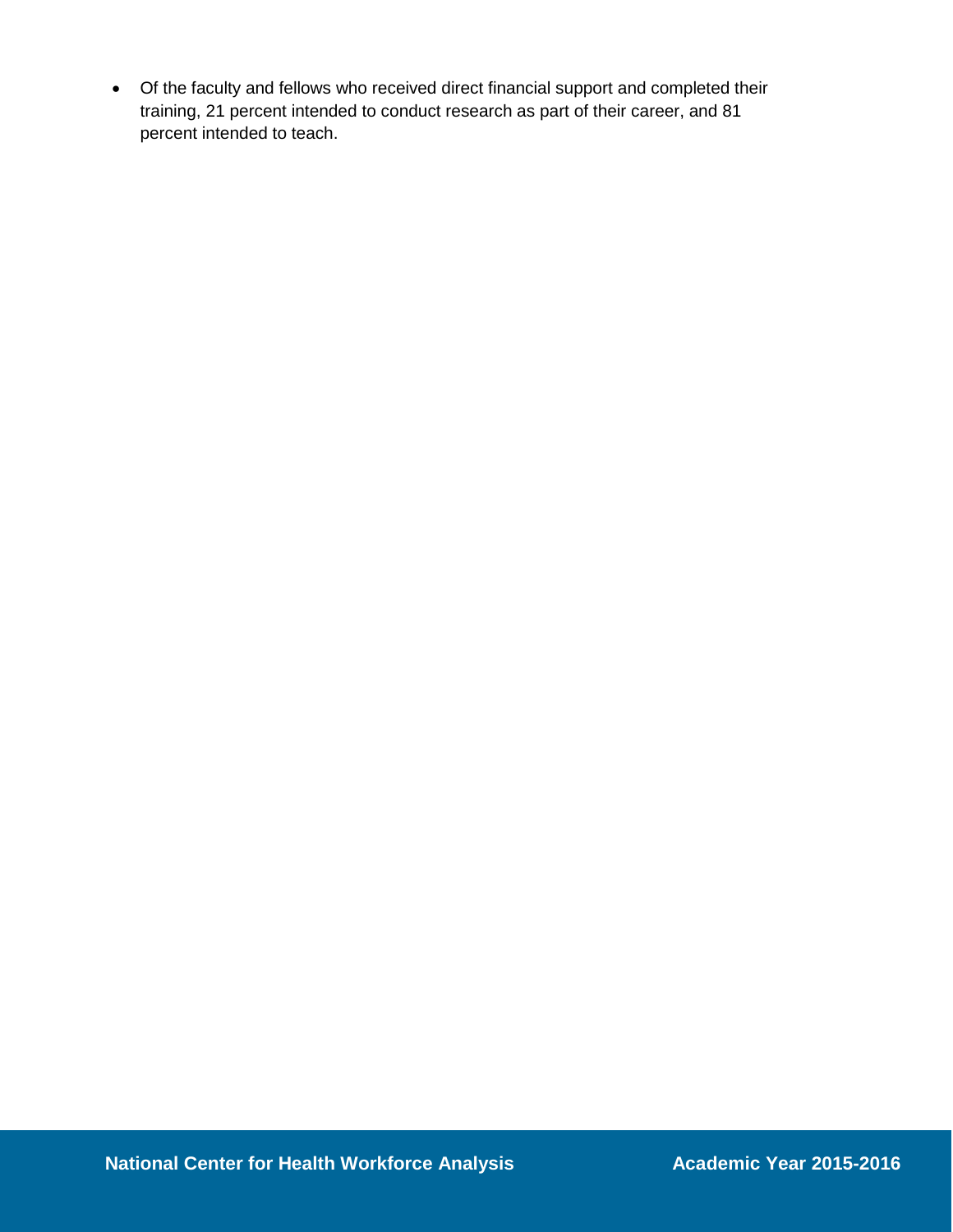- Of the faculty and fellows who received direct financial support and completed their training, 21 percent intended to conduct research as part of their career, and 81 percent intended to teach.